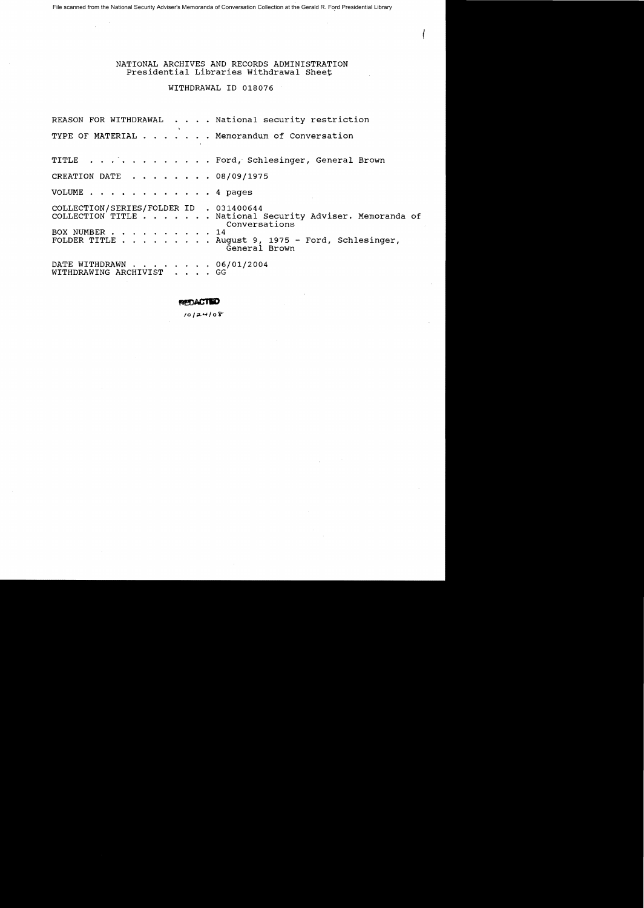File scanned from the National Security Adviser's Memoranda of Conversation Collection at the Gerald R. Ford Presidential Library

NATIONAL ARCHIVES AND RECORDS ADMINISTRATION
Presidential Libraries Withdrawal Sheet

WITHDRAWAL ID 018076

REASON FOR WITHDRAWAL . . . . National security restriction

TYPE OF MATERIAL . . . . . . . Memorandum of Conversation

TITLE . . . . . . . . . . . . Ford, Schlesinger, General Brown

CREATION DATE . . . . . . . . 08/09/1975

VOLUME . . . . . . . . . . . . 4 pages

COLLECTION/SERIES/FOLDER ID . 031400644
COLLECTION TITLE . . . . . . . National Security Adviser. Memoranda of Conversations
BOX NUMBER . . . . . . . . . . 14
FOLDER TITLE . . . . . . . . . August 9, 1975 - Ford, Schlesinger, General Brown

DATE WITHDRAWN . . . . . . . . 06/01/2004
WITHDRAWING ARCHIVIST . . . . GG

REDACTED

10/24/08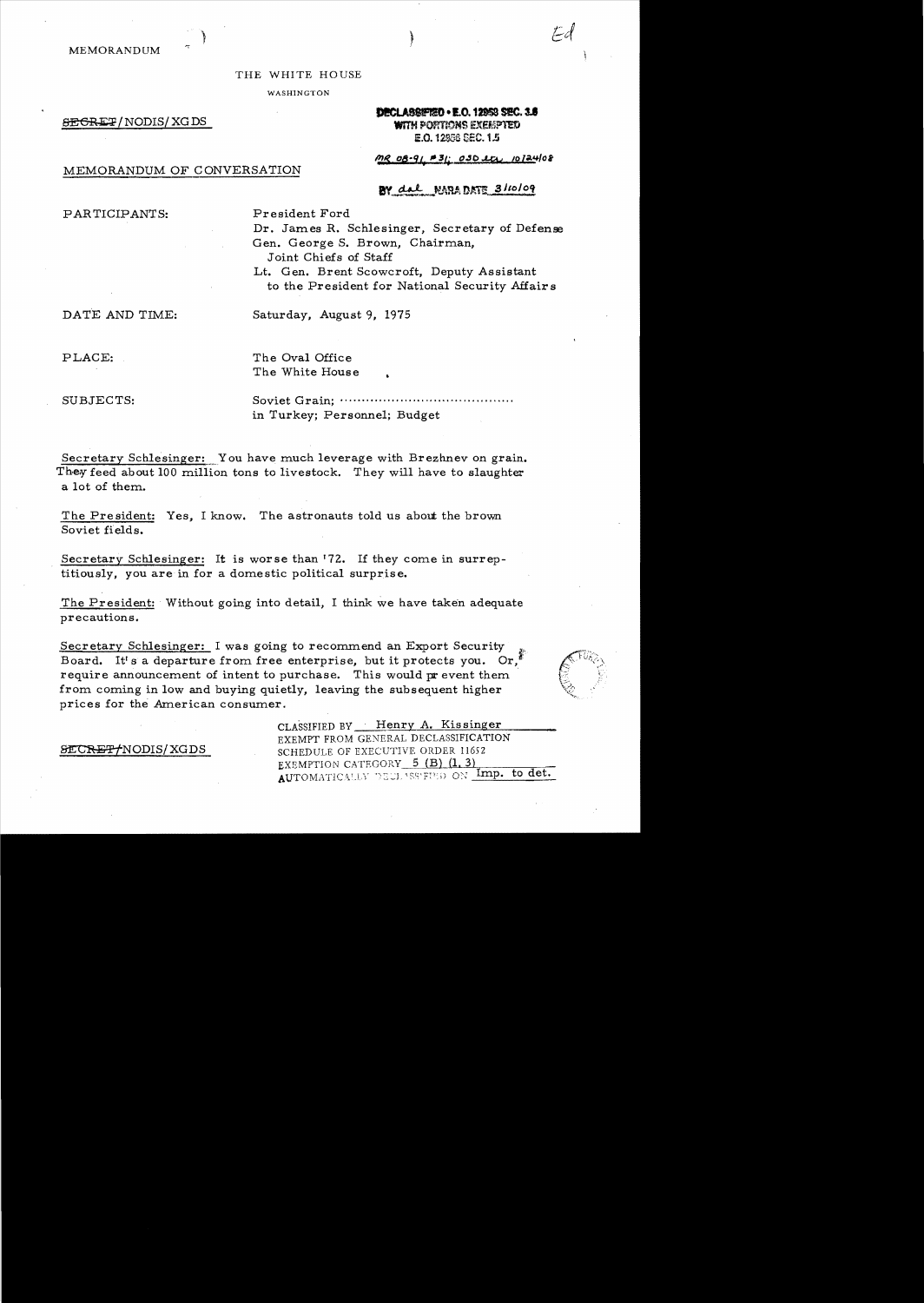MEMORANDUM

THE WHITE HOUSE

WASHINGTON

~~SECRET~~/NODIS/XGDS

**DECLASSIFIED • E.O. 12958 SEC. 3.6**
**WITH PORTIONS EXEMPTED**
**E.O. 12958 SEC. 1.5**

MR 08-91, #31; OSD ltr 10/24/08

BY dal NARA DATE 3/10/09

MEMORANDUM OF CONVERSATION

PARTICIPANTS: President Ford
Dr. James R. Schlesinger, Secretary of Defense
Gen. George S. Brown, Chairman, Joint Chiefs of Staff
Lt. Gen. Brent Scowcroft, Deputy Assistant to the President for National Security Affairs

DATE AND TIME: Saturday, August 9, 1975

PLACE: The Oval Office
The White House

SUBJECTS: Soviet Grain; ········································ in Turkey; Personnel; Budget

Secretary Schlesinger: You have much leverage with Brezhnev on grain. They feed about 100 million tons to livestock. They will have to slaughter a lot of them.

The President: Yes, I know. The astronauts told us about the brown Soviet fields.

Secretary Schlesinger: It is worse than '72. If they come in surreptitiously, you are in for a domestic political surprise.

The President: Without going into detail, I think we have taken adequate precautions.

Secretary Schlesinger: I was going to recommend an Export Security Board. It's a departure from free enterprise, but it protects you. Or, require announcement of intent to purchase. This would prevent them from coming in low and buying quietly, leaving the subsequent higher prices for the American consumer.

~~SECRET~~/NODIS/XGDS

CLASSIFIED BY Henry A. Kissinger
EXEMPT FROM GENERAL DECLASSIFICATION
SCHEDULE OF EXECUTIVE ORDER 11652
EXEMPTION CATEGORY 5 (B) (1, 3)
AUTOMATICALLY DECLASSIFIED ON Imp. to det.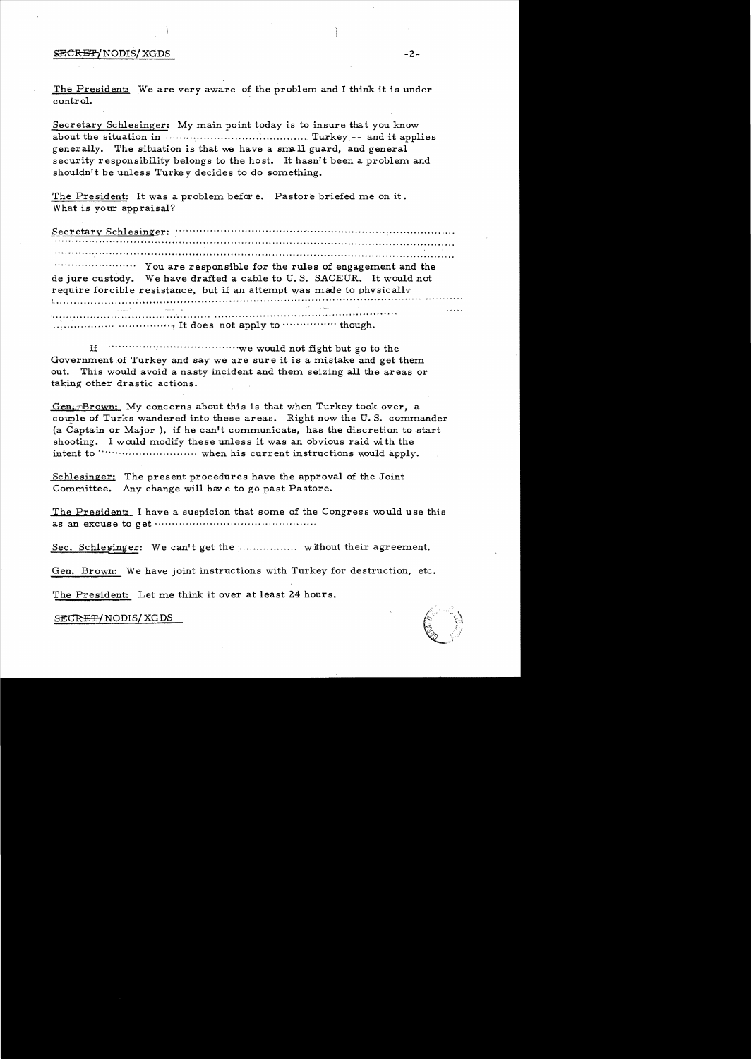The President: We are very aware of the problem and I think it is under control.

Secretary Schlesinger: My main point today is to insure that you know about the situation in ........................................... Turkey -- and it applies generally. The situation is that we have a small guard, and general security responsibility belongs to the host. It hasn't been a problem and shouldn't be unless Turkey decides to do something.

The President: It was a problem before. Pastore briefed me on it. What is your appraisal?

Secretary Schlesinger: ..................................................................................
..................................................................................................................
..................................................................................................................
........................ You are responsible for the rules of engagement and the de jure custody. We have drafted a cable to U.S. SACEUR. It would not require forcible resistance, but if an attempt was made to physically
..................................................................................................................
..................................................................................................................
.................................. It does not apply to ................ though.

If ........................................ we would not fight but go to the Government of Turkey and say we are sure it is a mistake and get them out. This would avoid a nasty incident and them seizing all the areas or taking other drastic actions.

Gen. Brown: My concerns about this is that when Turkey took over, a couple of Turks wandered into these areas. Right now the U.S. commander (a Captain or Major), if he can't communicate, has the discretion to start shooting. I would modify these unless it was an obvious raid with the intent to ............................ when his current instructions would apply.

Schlesinger: The present procedures have the approval of the Joint Committee. Any change will have to go past Pastore.

The President: I have a suspicion that some of the Congress would use this as an excuse to get ..............................................

Sec. Schlesinger: We can't get the ................. without their agreement.

Gen. Brown: We have joint instructions with Turkey for destruction, etc.

The President: Let me think it over at least 24 hours.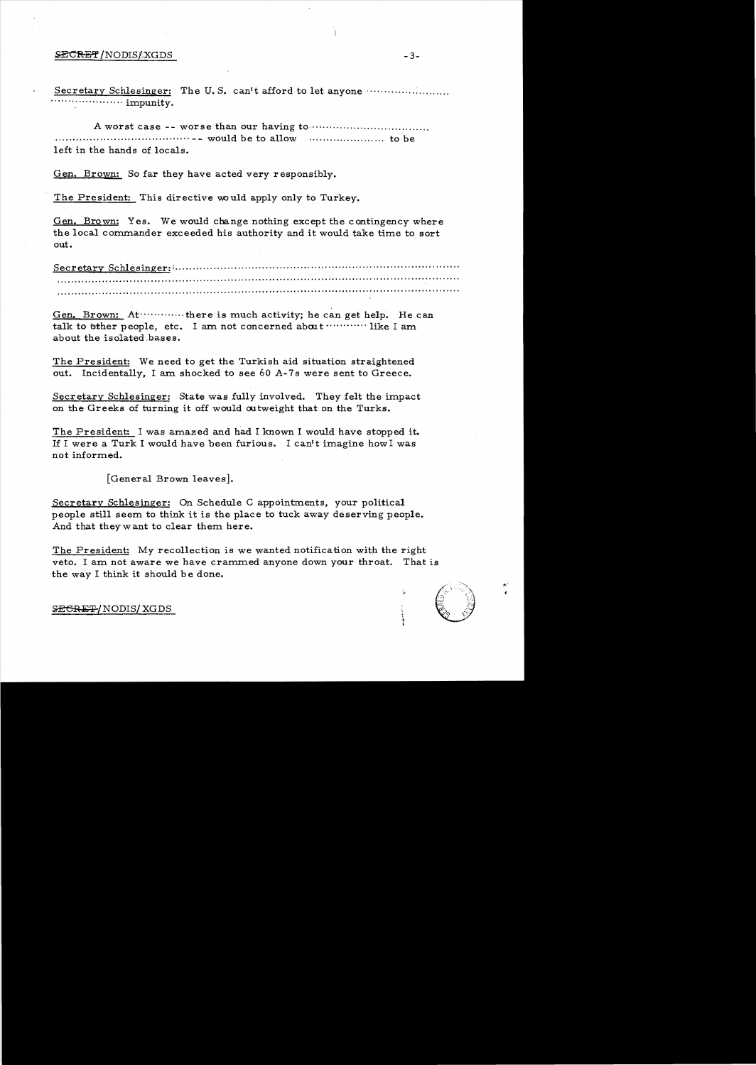Secretary Schlesinger: The U. S. can't afford to let anyone ........................ ..................... impunity.

A worst case -- worse than our having to .................................. ........................................ -- would be to allow ...................... to be left in the hands of locals.

Gen. Brown: So far they have acted very responsibly.

The President: This directive would apply only to Turkey.

Gen. Brown: Yes. We would change nothing except the contingency where the local commander exceeded his authority and it would take time to sort out.

Secretary Schlesinger: ...................................................................................... ........................................................................................................... ...........................................................................................................

Gen. Brown: At ............. there is much activity; he can get help. He can talk to other people, etc. I am not concerned about ........... like I am about the isolated bases.

The President: We need to get the Turkish aid situation straightened out. Incidentally, I am shocked to see 60 A-7s were sent to Greece.

Secretary Schlesinger: State was fully involved. They felt the impact on the Greeks of turning it off would outweight that on the Turks.

The President: I was amazed and had I known I would have stopped it. If I were a Turk I would have been furious. I can't imagine how I was not informed.

[General Brown leaves].

Secretary Schlesinger: On Schedule C appointments, your political people still seem to think it is the place to tuck away deserving people. And that they want to clear them here.

The President: My recollection is we wanted notification with the right veto. I am not aware we have crammed anyone down your throat. That is the way I think it should be done.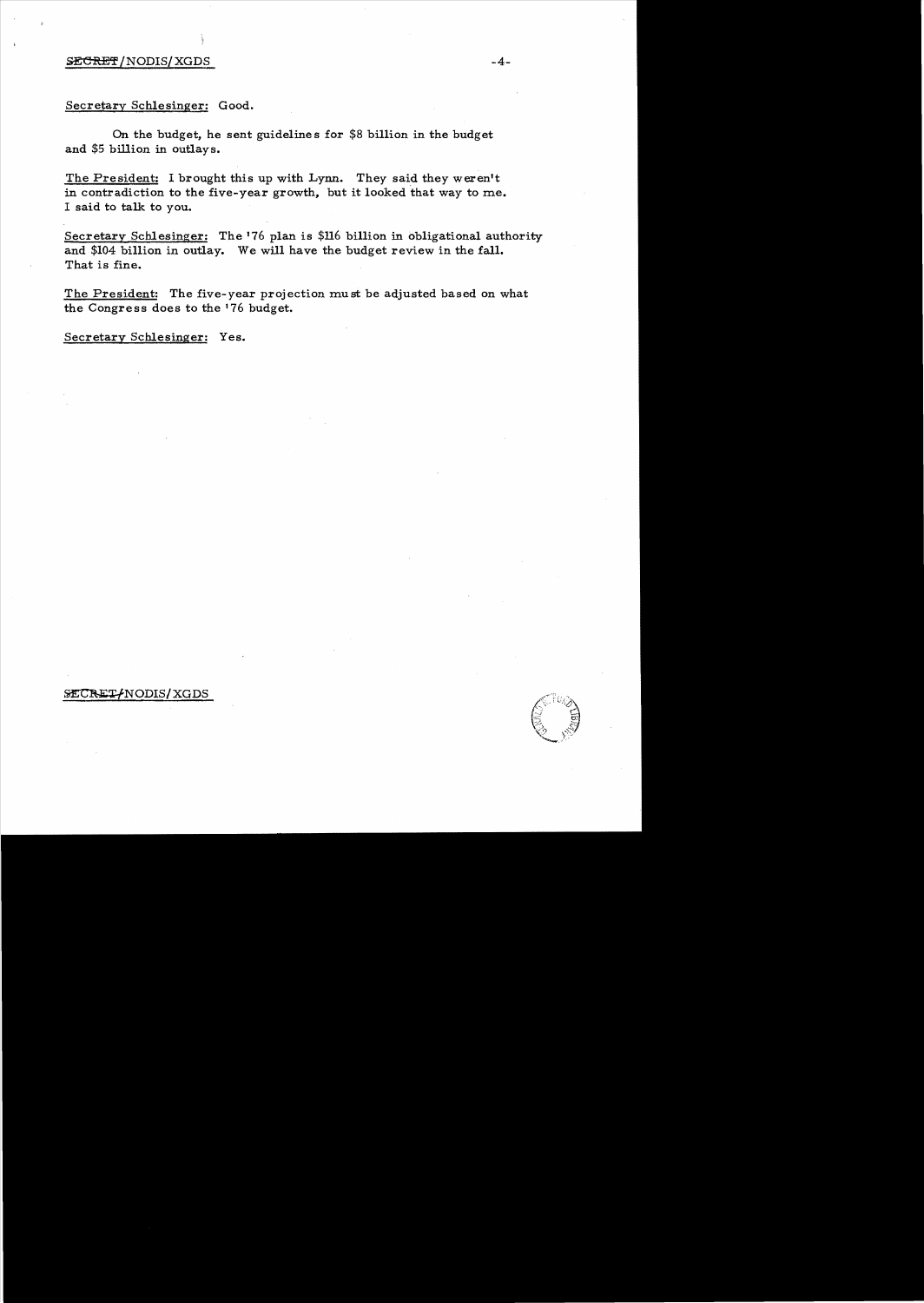Secretary Schlesinger: Good.

On the budget, he sent guidelines for $8 billion in the budget and $5 billion in outlays.

The President: I brought this up with Lynn. They said they weren't in contradiction to the five-year growth, but it looked that way to me. I said to talk to you.

Secretary Schlesinger: The '76 plan is $116 billion in obligational authority and $104 billion in outlay. We will have the budget review in the fall. That is fine.

The President: The five-year projection must be adjusted based on what the Congress does to the '76 budget.

Secretary Schlesinger: Yes.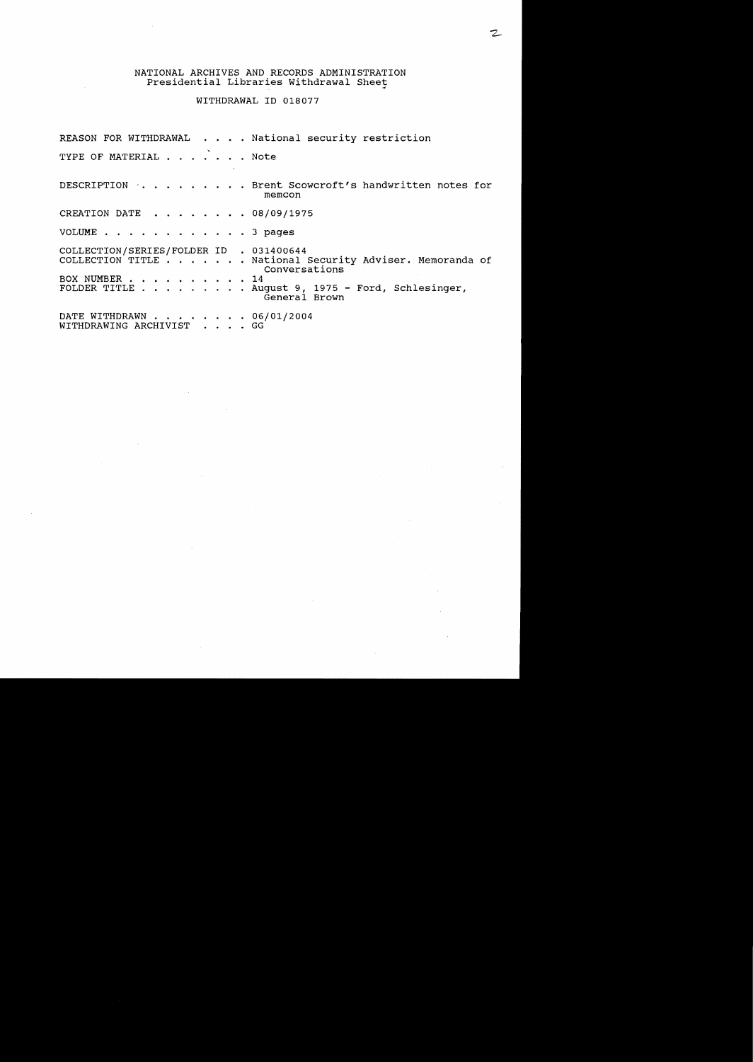NATIONAL ARCHIVES AND RECORDS ADMINISTRATION
Presidential Libraries Withdrawal Sheet

WITHDRAWAL ID 018077

REASON FOR WITHDRAWAL . . . . National security restriction

TYPE OF MATERIAL . . . . . . . Note

DESCRIPTION . . . . . . . . . Brent Scowcroft's handwritten notes for memcon

CREATION DATE . . . . . . . . 08/09/1975

VOLUME . . . . . . . . . . . . 3 pages

COLLECTION/SERIES/FOLDER ID . 031400644
COLLECTION TITLE . . . . . . . National Security Adviser. Memoranda of Conversations
BOX NUMBER . . . . . . . . . . 14
FOLDER TITLE . . . . . . . . . August 9, 1975 - Ford, Schlesinger, General Brown

DATE WITHDRAWN . . . . . . . . 06/01/2004
WITHDRAWING ARCHIVIST . . . . GG